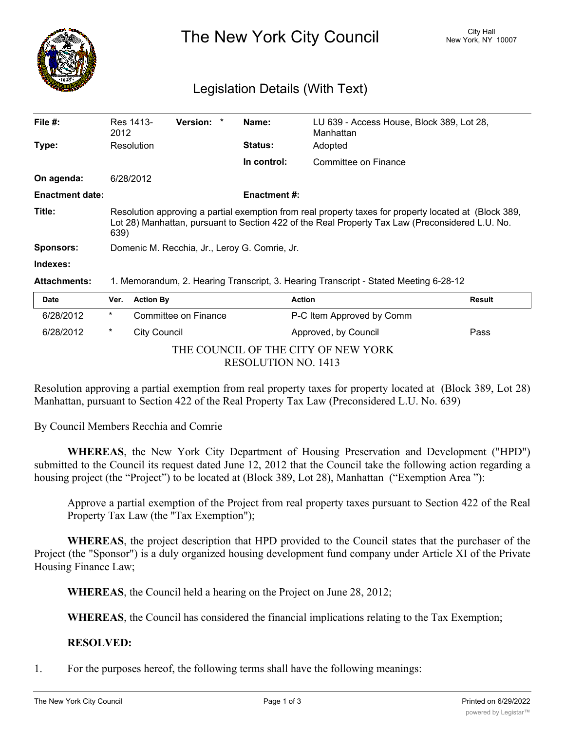# The New York City Council

City Hall
New York, NY 10007

## Legislation Details (With Text)

| | | | |
|---|---|---|---|
| **File #:** | Res 1413-2012 **Version:** * | **Name:** | LU 639 - Access House, Block 389, Lot 28, Manhattan |
| **Type:** | Resolution | **Status:** | Adopted |
| | | **In control:** | Committee on Finance |
| **On agenda:** | 6/28/2012 | | |
| **Enactment date:** | | **Enactment #:** | |

**Title:** Resolution approving a partial exemption from real property taxes for property located at (Block 389, Lot 28) Manhattan, pursuant to Section 422 of the Real Property Tax Law (Preconsidered L.U. No. 639)

**Sponsors:** Domenic M. Recchia, Jr., Leroy G. Comrie, Jr.

**Indexes:**

**Attachments:** 1. Memorandum, 2. Hearing Transcript, 3. Hearing Transcript - Stated Meeting 6-28-12

| Date | Ver. | Action By | Action | Result |
|---|---|---|---|---|
| 6/28/2012 | * | Committee on Finance | P-C Item Approved by Comm | |
| 6/28/2012 | * | City Council | Approved, by Council | Pass |

THE COUNCIL OF THE CITY OF NEW YORK
RESOLUTION NO. 1413

Resolution approving a partial exemption from real property taxes for property located at (Block 389, Lot 28) Manhattan, pursuant to Section 422 of the Real Property Tax Law (Preconsidered L.U. No. 639)

By Council Members Recchia and Comrie

**WHEREAS**, the New York City Department of Housing Preservation and Development ("HPD") submitted to the Council its request dated June 12, 2012 that the Council take the following action regarding a housing project (the "Project") to be located at (Block 389, Lot 28), Manhattan ("Exemption Area "):

Approve a partial exemption of the Project from real property taxes pursuant to Section 422 of the Real Property Tax Law (the "Tax Exemption");

**WHEREAS**, the project description that HPD provided to the Council states that the purchaser of the Project (the "Sponsor") is a duly organized housing development fund company under Article XI of the Private Housing Finance Law;

**WHEREAS**, the Council held a hearing on the Project on June 28, 2012;

**WHEREAS**, the Council has considered the financial implications relating to the Tax Exemption;

**RESOLVED:**

1. For the purposes hereof, the following terms shall have the following meanings: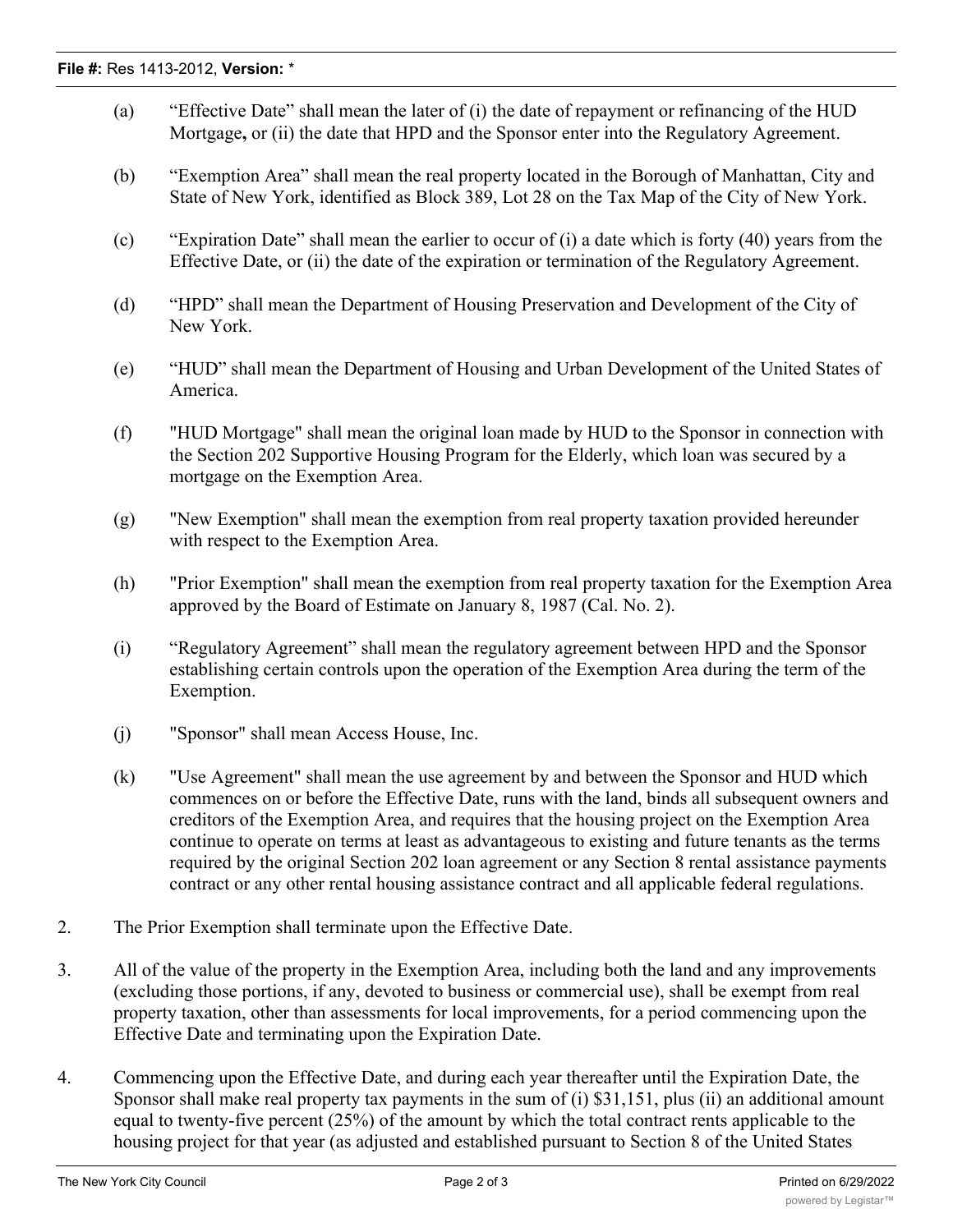(a) "Effective Date" shall mean the later of (i) the date of repayment or refinancing of the HUD Mortgage**,** or (ii) the date that HPD and the Sponsor enter into the Regulatory Agreement.

(b) "Exemption Area" shall mean the real property located in the Borough of Manhattan, City and State of New York, identified as Block 389, Lot 28 on the Tax Map of the City of New York.

(c) "Expiration Date" shall mean the earlier to occur of (i) a date which is forty (40) years from the Effective Date, or (ii) the date of the expiration or termination of the Regulatory Agreement.

(d) "HPD" shall mean the Department of Housing Preservation and Development of the City of New York.

(e) "HUD" shall mean the Department of Housing and Urban Development of the United States of America.

(f) "HUD Mortgage" shall mean the original loan made by HUD to the Sponsor in connection with the Section 202 Supportive Housing Program for the Elderly, which loan was secured by a mortgage on the Exemption Area.

(g) "New Exemption" shall mean the exemption from real property taxation provided hereunder with respect to the Exemption Area.

(h) "Prior Exemption" shall mean the exemption from real property taxation for the Exemption Area approved by the Board of Estimate on January 8, 1987 (Cal. No. 2).

(i) "Regulatory Agreement" shall mean the regulatory agreement between HPD and the Sponsor establishing certain controls upon the operation of the Exemption Area during the term of the Exemption.

(j) "Sponsor" shall mean Access House, Inc.

(k) "Use Agreement" shall mean the use agreement by and between the Sponsor and HUD which commences on or before the Effective Date, runs with the land, binds all subsequent owners and creditors of the Exemption Area, and requires that the housing project on the Exemption Area continue to operate on terms at least as advantageous to existing and future tenants as the terms required by the original Section 202 loan agreement or any Section 8 rental assistance payments contract or any other rental housing assistance contract and all applicable federal regulations.

2. The Prior Exemption shall terminate upon the Effective Date.

3. All of the value of the property in the Exemption Area, including both the land and any improvements (excluding those portions, if any, devoted to business or commercial use), shall be exempt from real property taxation, other than assessments for local improvements, for a period commencing upon the Effective Date and terminating upon the Expiration Date.

4. Commencing upon the Effective Date, and during each year thereafter until the Expiration Date, the Sponsor shall make real property tax payments in the sum of (i) $31,151, plus (ii) an additional amount equal to twenty-five percent (25%) of the amount by which the total contract rents applicable to the housing project for that year (as adjusted and established pursuant to Section 8 of the United States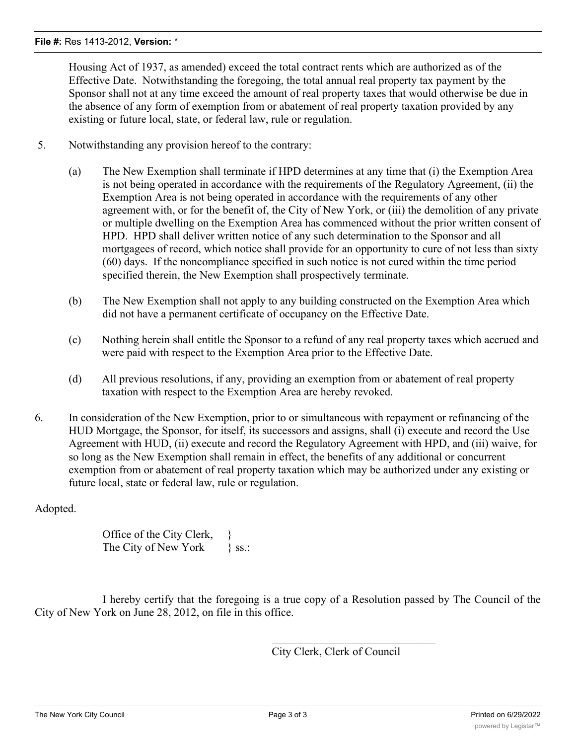Housing Act of 1937, as amended) exceed the total contract rents which are authorized as of the Effective Date. Notwithstanding the foregoing, the total annual real property tax payment by the Sponsor shall not at any time exceed the amount of real property taxes that would otherwise be due in the absence of any form of exemption from or abatement of real property taxation provided by any existing or future local, state, or federal law, rule or regulation.

5. Notwithstanding any provision hereof to the contrary:

   (a) The New Exemption shall terminate if HPD determines at any time that (i) the Exemption Area is not being operated in accordance with the requirements of the Regulatory Agreement, (ii) the Exemption Area is not being operated in accordance with the requirements of any other agreement with, or for the benefit of, the City of New York, or (iii) the demolition of any private or multiple dwelling on the Exemption Area has commenced without the prior written consent of HPD. HPD shall deliver written notice of any such determination to the Sponsor and all mortgagees of record, which notice shall provide for an opportunity to cure of not less than sixty (60) days. If the noncompliance specified in such notice is not cured within the time period specified therein, the New Exemption shall prospectively terminate.

   (b) The New Exemption shall not apply to any building constructed on the Exemption Area which did not have a permanent certificate of occupancy on the Effective Date.

   (c) Nothing herein shall entitle the Sponsor to a refund of any real property taxes which accrued and were paid with respect to the Exemption Area prior to the Effective Date.

   (d) All previous resolutions, if any, providing an exemption from or abatement of real property taxation with respect to the Exemption Area are hereby revoked.

6. In consideration of the New Exemption, prior to or simultaneous with repayment or refinancing of the HUD Mortgage, the Sponsor, for itself, its successors and assigns, shall (i) execute and record the Use Agreement with HUD, (ii) execute and record the Regulatory Agreement with HPD, and (iii) waive, for so long as the New Exemption shall remain in effect, the benefits of any additional or concurrent exemption from or abatement of real property taxation which may be authorized under any existing or future local, state or federal law, rule or regulation.

Adopted.

Office of the City Clerk, }
The City of New York } ss.:

I hereby certify that the foregoing is a true copy of a Resolution passed by The Council of the City of New York on June 28, 2012, on file in this office.

City Clerk, Clerk of Council